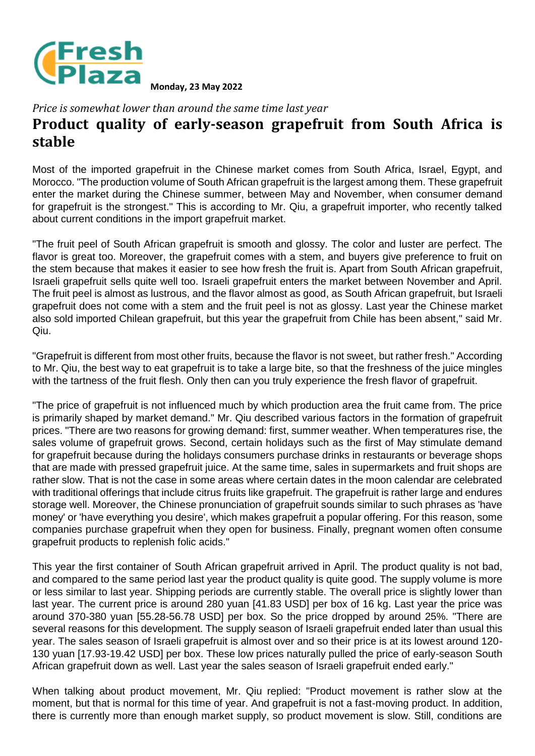Monday, 23 May 2022

*Price is somewhat lower than around the same time last year*

# Product quality of early-season grapefruit from South Africa is stable

Most of the imported grapefruit in the Chinese market comes from South Africa, Israel, Egypt, and Morocco. "The production volume of South African grapefruit is the largest among them. These grapefruit enter the market during the Chinese summer, between May and November, when consumer demand for grapefruit is the strongest." This is according to Mr. Qiu, a grapefruit importer, who recently talked about current conditions in the import grapefruit market.

"The fruit peel of South African grapefruit is smooth and glossy. The color and luster are perfect. The flavor is great too. Moreover, the grapefruit comes with a stem, and buyers give preference to fruit on the stem because that makes it easier to see how fresh the fruit is. Apart from South African grapefruit, Israeli grapefruit sells quite well too. Israeli grapefruit enters the market between November and April. The fruit peel is almost as lustrous, and the flavor almost as good, as South African grapefruit, but Israeli grapefruit does not come with a stem and the fruit peel is not as glossy. Last year the Chinese market also sold imported Chilean grapefruit, but this year the grapefruit from Chile has been absent," said Mr. Qiu.

"Grapefruit is different from most other fruits, because the flavor is not sweet, but rather fresh." According to Mr. Qiu, the best way to eat grapefruit is to take a large bite, so that the freshness of the juice mingles with the tartness of the fruit flesh. Only then can you truly experience the fresh flavor of grapefruit.

"The price of grapefruit is not influenced much by which production area the fruit came from. The price is primarily shaped by market demand." Mr. Qiu described various factors in the formation of grapefruit prices. "There are two reasons for growing demand: first, summer weather. When temperatures rise, the sales volume of grapefruit grows. Second, certain holidays such as the first of May stimulate demand for grapefruit because during the holidays consumers purchase drinks in restaurants or beverage shops that are made with pressed grapefruit juice. At the same time, sales in supermarkets and fruit shops are rather slow. That is not the case in some areas where certain dates in the moon calendar are celebrated with traditional offerings that include citrus fruits like grapefruit. The grapefruit is rather large and endures storage well. Moreover, the Chinese pronunciation of grapefruit sounds similar to such phrases as 'have money' or 'have everything you desire', which makes grapefruit a popular offering. For this reason, some companies purchase grapefruit when they open for business. Finally, pregnant women often consume grapefruit products to replenish folic acids."

This year the first container of South African grapefruit arrived in April. The product quality is not bad, and compared to the same period last year the product quality is quite good. The supply volume is more or less similar to last year. Shipping periods are currently stable. The overall price is slightly lower than last year. The current price is around 280 yuan [41.83 USD] per box of 16 kg. Last year the price was around 370-380 yuan [55.28-56.78 USD] per box. So the price dropped by around 25%. "There are several reasons for this development. The supply season of Israeli grapefruit ended later than usual this year. The sales season of Israeli grapefruit is almost over and so their price is at its lowest around 120-130 yuan [17.93-19.42 USD] per box. These low prices naturally pulled the price of early-season South African grapefruit down as well. Last year the sales season of Israeli grapefruit ended early."

When talking about product movement, Mr. Qiu replied: "Product movement is rather slow at the moment, but that is normal for this time of year. And grapefruit is not a fast-moving product. In addition, there is currently more than enough market supply, so product movement is slow. Still, conditions are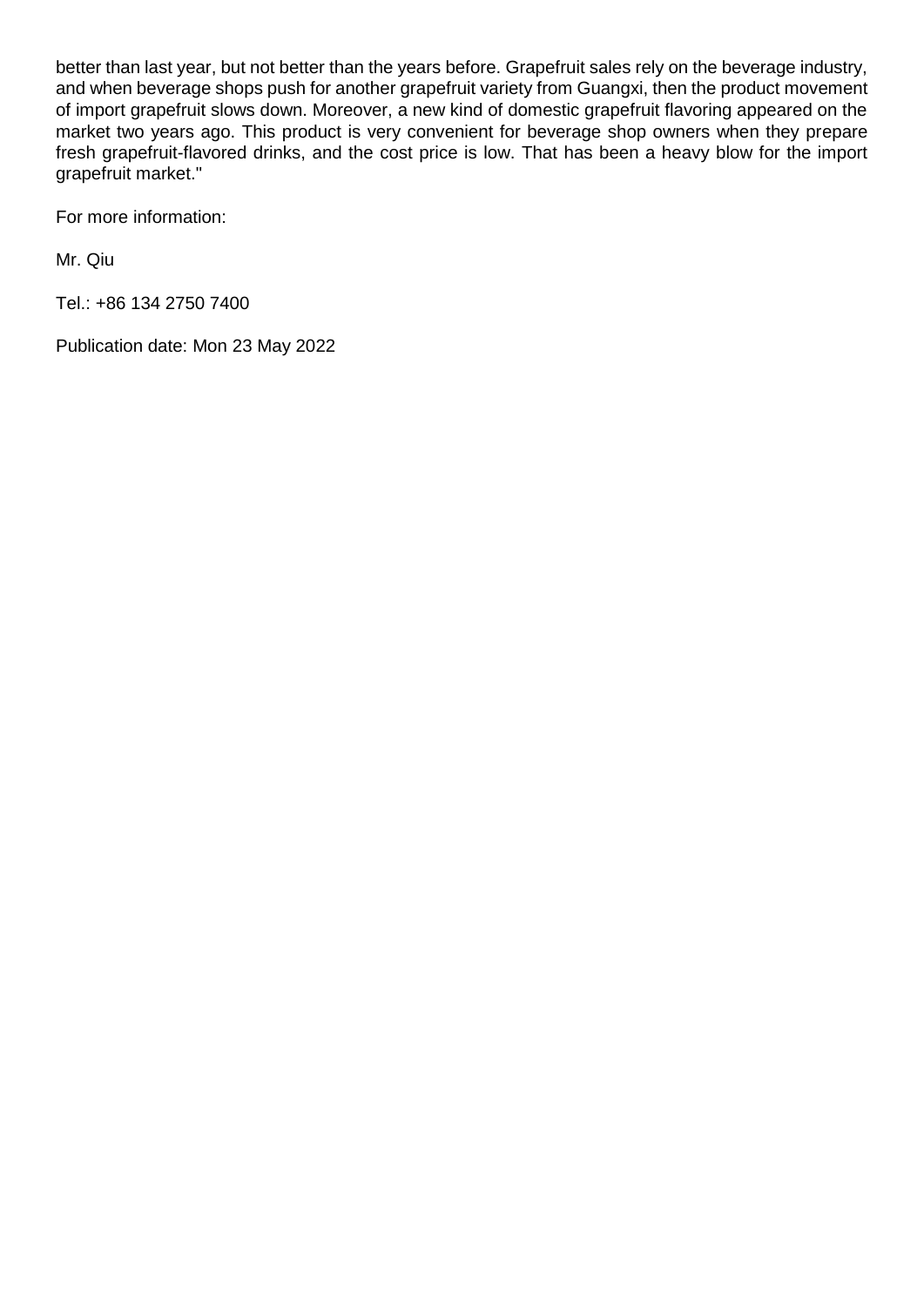better than last year, but not better than the years before. Grapefruit sales rely on the beverage industry, and when beverage shops push for another grapefruit variety from Guangxi, then the product movement of import grapefruit slows down. Moreover, a new kind of domestic grapefruit flavoring appeared on the market two years ago. This product is very convenient for beverage shop owners when they prepare fresh grapefruit-flavored drinks, and the cost price is low. That has been a heavy blow for the import grapefruit market."

For more information:

Mr. Qiu

Tel.: +86 134 2750 7400

Publication date: Mon 23 May 2022